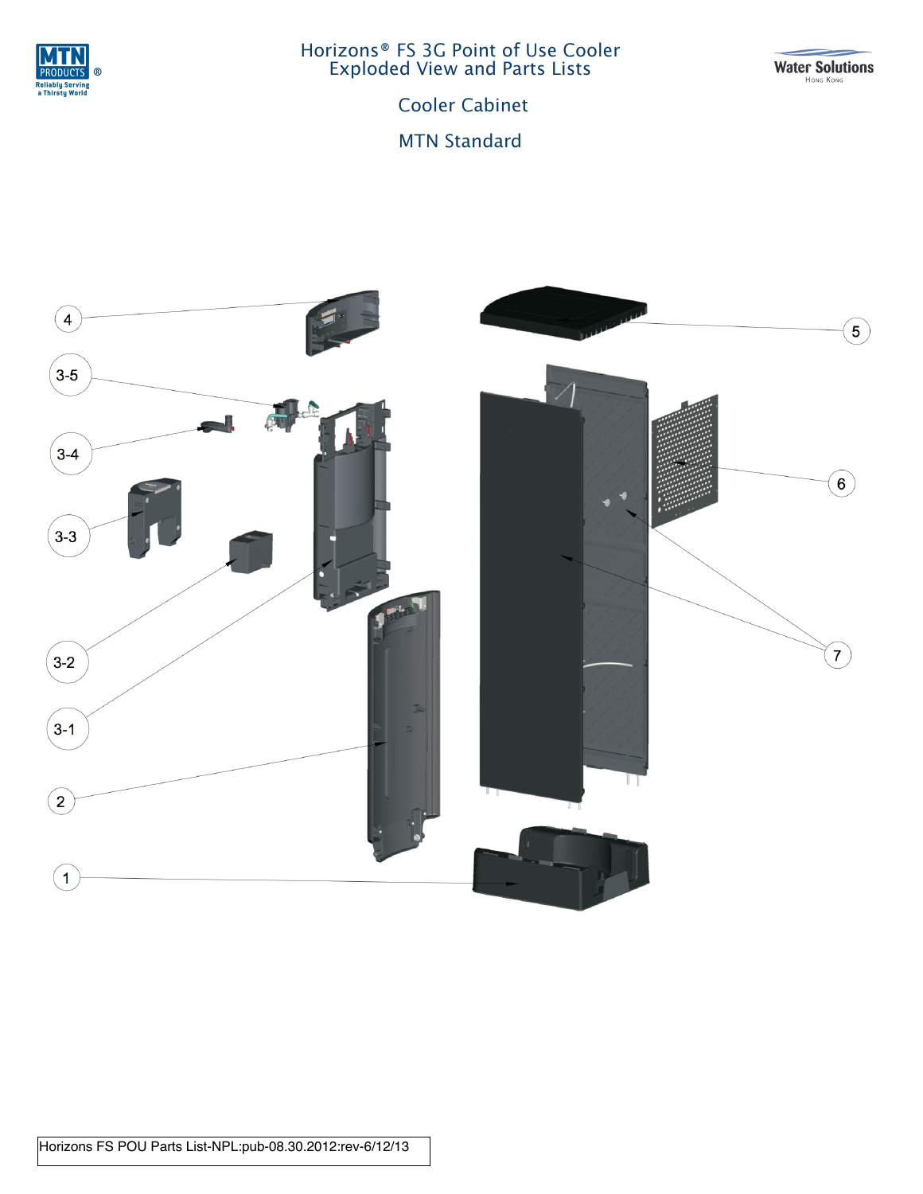# Horizons® FS 3G Point of Use Cooler
# Exploded View and Parts Lists

## Cooler Cabinet

## MTN Standard

4

3-5

3-4

3-3

3-2

3-1

2

1

5

6

7

Horizons FS POU Parts List-NPL:pub-08.30.2012:rev-6/12/13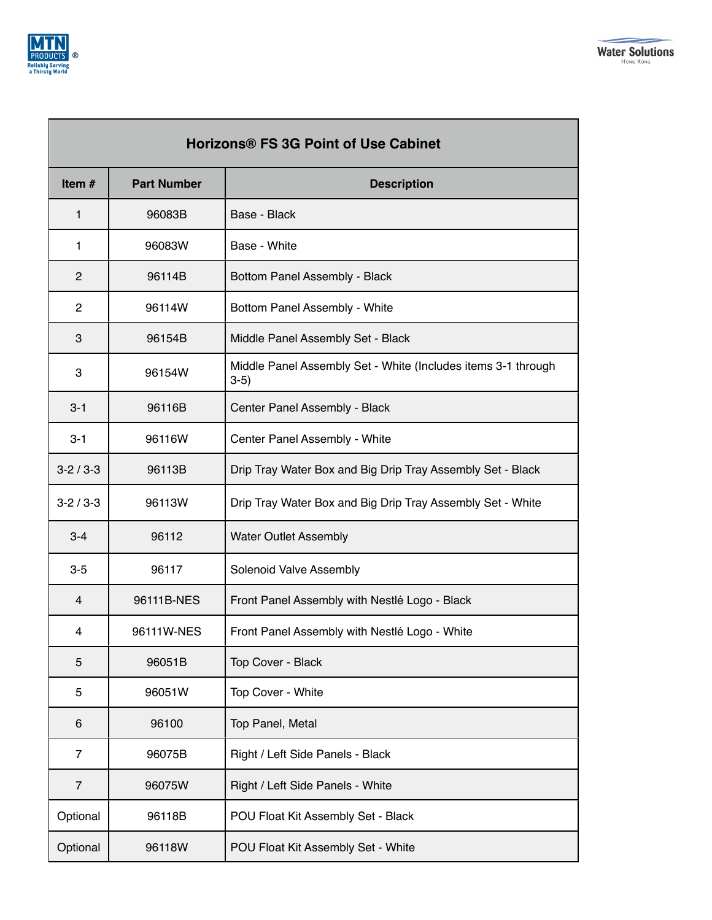| Horizons® FS 3G Point of Use Cabinet | | |
|---|---|---|
| **Item #** | **Part Number** | **Description** |
| 1 | 96083B | Base - Black |
| 1 | 96083W | Base - White |
| 2 | 96114B | Bottom Panel Assembly - Black |
| 2 | 96114W | Bottom Panel Assembly - White |
| 3 | 96154B | Middle Panel Assembly Set - Black |
| 3 | 96154W | Middle Panel Assembly Set - White (Includes items 3-1 through 3-5) |
| 3-1 | 96116B | Center Panel Assembly - Black |
| 3-1 | 96116W | Center Panel Assembly - White |
| 3-2 / 3-3 | 96113B | Drip Tray Water Box and Big Drip Tray Assembly Set - Black |
| 3-2 / 3-3 | 96113W | Drip Tray Water Box and Big Drip Tray Assembly Set - White |
| 3-4 | 96112 | Water Outlet Assembly |
| 3-5 | 96117 | Solenoid Valve Assembly |
| 4 | 96111B-NES | Front Panel Assembly with Nestlé Logo - Black |
| 4 | 96111W-NES | Front Panel Assembly with Nestlé Logo - White |
| 5 | 96051B | Top Cover - Black |
| 5 | 96051W | Top Cover - White |
| 6 | 96100 | Top Panel, Metal |
| 7 | 96075B | Right / Left Side Panels - Black |
| 7 | 96075W | Right / Left Side Panels - White |
| Optional | 96118B | POU Float Kit Assembly Set - Black |
| Optional | 96118W | POU Float Kit Assembly Set - White |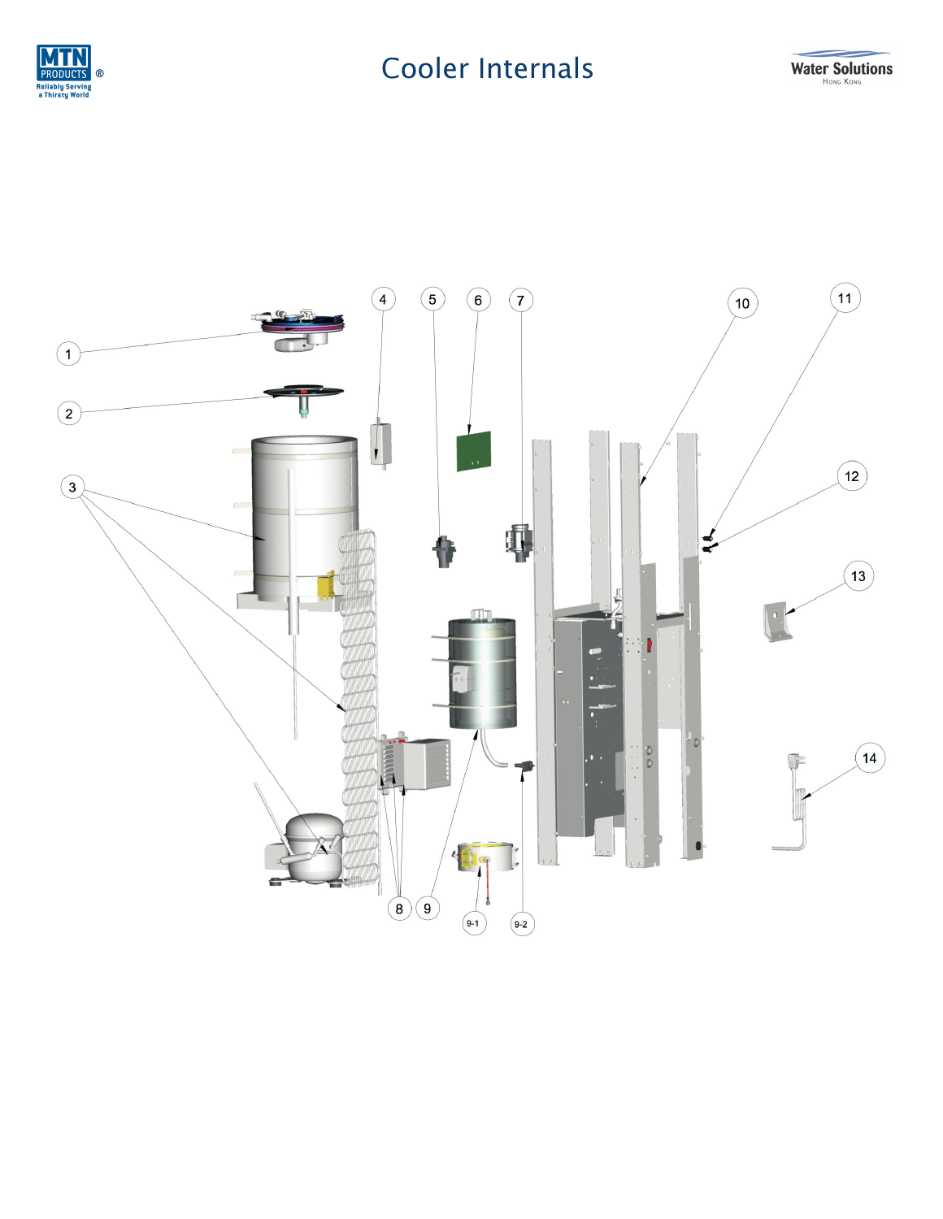# Cooler Internals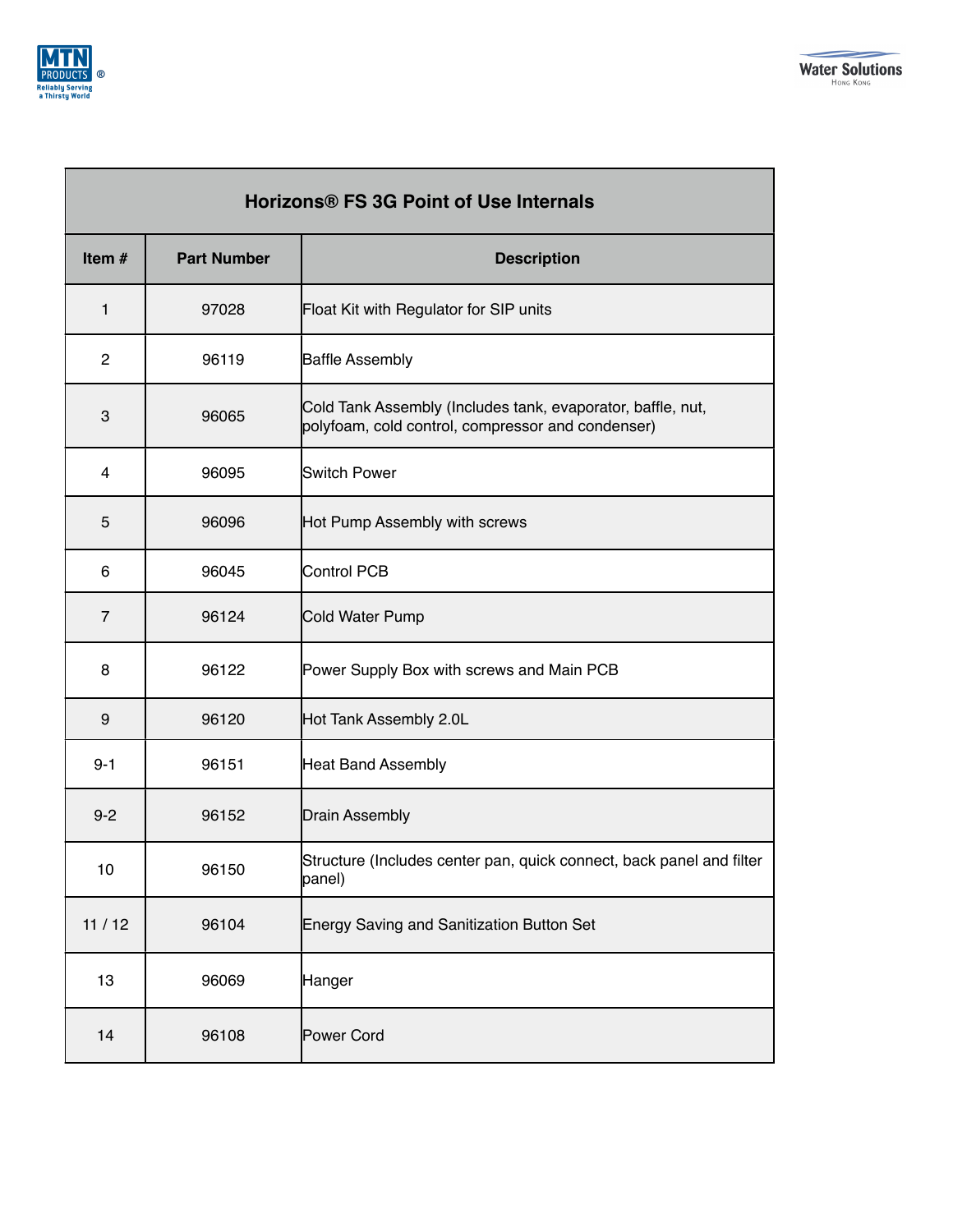| Horizons® FS 3G Point of Use Internals | | |
|---|---|---|
| **Item #** | **Part Number** | **Description** |
| 1 | 97028 | Float Kit with Regulator for SIP units |
| 2 | 96119 | Baffle Assembly |
| 3 | 96065 | Cold Tank Assembly (Includes tank, evaporator, baffle, nut, polyfoam, cold control, compressor and condenser) |
| 4 | 96095 | Switch Power |
| 5 | 96096 | Hot Pump Assembly with screws |
| 6 | 96045 | Control PCB |
| 7 | 96124 | Cold Water Pump |
| 8 | 96122 | Power Supply Box with screws and Main PCB |
| 9 | 96120 | Hot Tank Assembly 2.0L |
| 9-1 | 96151 | Heat Band Assembly |
| 9-2 | 96152 | Drain Assembly |
| 10 | 96150 | Structure (Includes center pan, quick connect, back panel and filter panel) |
| 11 / 12 | 96104 | Energy Saving and Sanitization Button Set |
| 13 | 96069 | Hanger |
| 14 | 96108 | Power Cord |